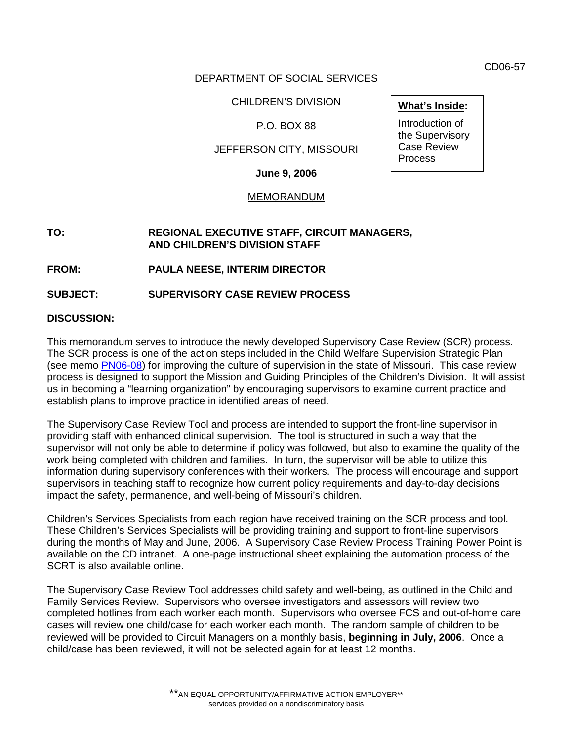CD06-57

DEPARTMENT OF SOCIAL SERVICES

CHILDREN'S DIVISION

P.O. BOX 88

JEFFERSON CITY, MISSOURI

**June 9, 2006**

MEMORANDUM

| **What's Inside:** |
|---|
| Introduction of the Supervisory Case Review Process |

**TO:** REGIONAL EXECUTIVE STAFF, CIRCUIT MANAGERS, AND CHILDREN'S DIVISION STAFF

**FROM:** PAULA NEESE, INTERIM DIRECTOR

**SUBJECT:** SUPERVISORY CASE REVIEW PROCESS

**DISCUSSION:**

This memorandum serves to introduce the newly developed Supervisory Case Review (SCR) process. The SCR process is one of the action steps included in the Child Welfare Supervision Strategic Plan (see memo PN06-08) for improving the culture of supervision in the state of Missouri. This case review process is designed to support the Mission and Guiding Principles of the Children's Division. It will assist us in becoming a "learning organization" by encouraging supervisors to examine current practice and establish plans to improve practice in identified areas of need.

The Supervisory Case Review Tool and process are intended to support the front-line supervisor in providing staff with enhanced clinical supervision. The tool is structured in such a way that the supervisor will not only be able to determine if policy was followed, but also to examine the quality of the work being completed with children and families. In turn, the supervisor will be able to utilize this information during supervisory conferences with their workers. The process will encourage and support supervisors in teaching staff to recognize how current policy requirements and day-to-day decisions impact the safety, permanence, and well-being of Missouri's children.

Children's Services Specialists from each region have received training on the SCR process and tool. These Children's Services Specialists will be providing training and support to front-line supervisors during the months of May and June, 2006. A Supervisory Case Review Process Training Power Point is available on the CD intranet. A one-page instructional sheet explaining the automation process of the SCRT is also available online.

The Supervisory Case Review Tool addresses child safety and well-being, as outlined in the Child and Family Services Review. Supervisors who oversee investigators and assessors will review two completed hotlines from each worker each month. Supervisors who oversee FCS and out-of-home care cases will review one child/case for each worker each month. The random sample of children to be reviewed will be provided to Circuit Managers on a monthly basis, **beginning in July, 2006**. Once a child/case has been reviewed, it will not be selected again for at least 12 months.

**AN EQUAL OPPORTUNITY/AFFIRMATIVE ACTION EMPLOYER**
services provided on a nondiscriminatory basis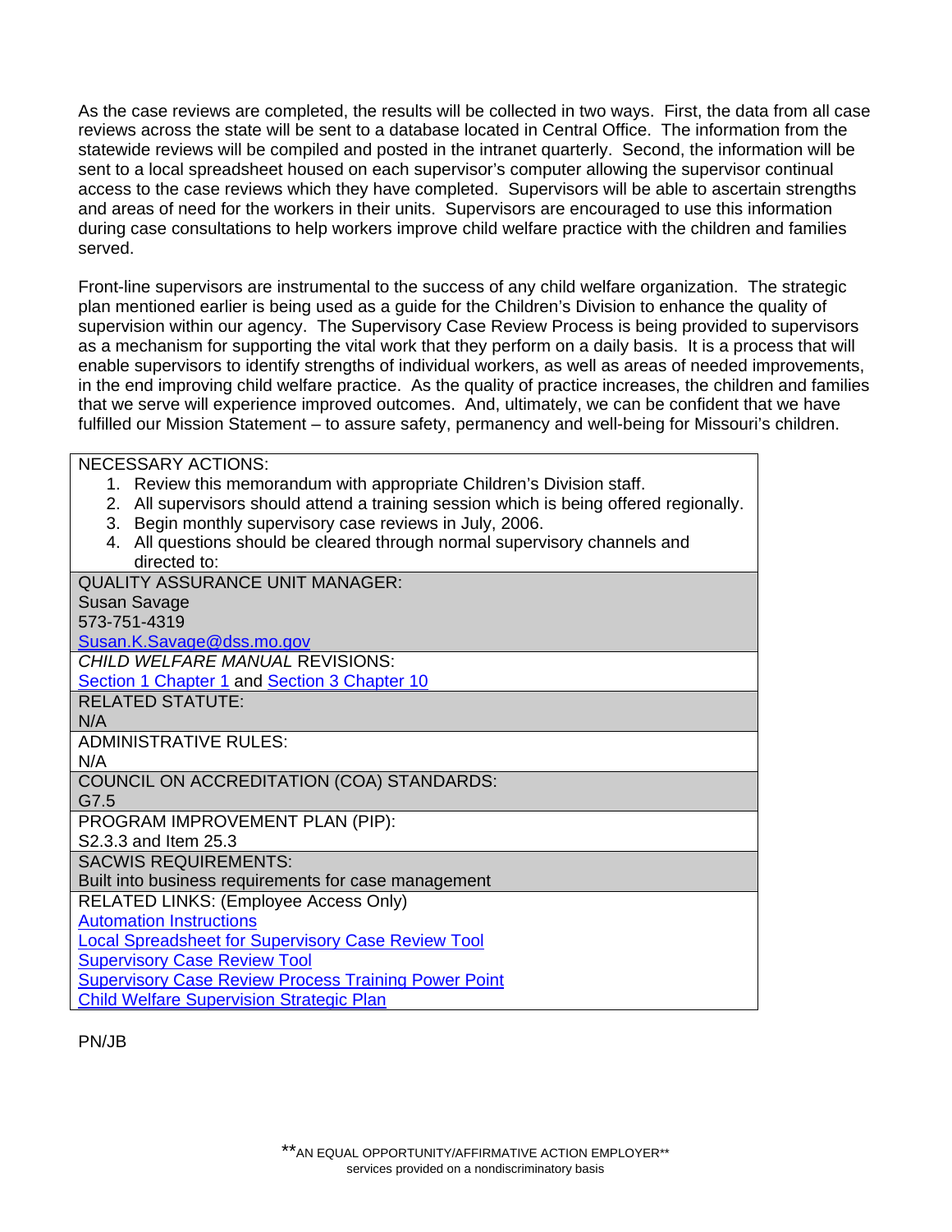As the case reviews are completed, the results will be collected in two ways. First, the data from all case reviews across the state will be sent to a database located in Central Office. The information from the statewide reviews will be compiled and posted in the intranet quarterly. Second, the information will be sent to a local spreadsheet housed on each supervisor's computer allowing the supervisor continual access to the case reviews which they have completed. Supervisors will be able to ascertain strengths and areas of need for the workers in their units. Supervisors are encouraged to use this information during case consultations to help workers improve child welfare practice with the children and families served.

Front-line supervisors are instrumental to the success of any child welfare organization. The strategic plan mentioned earlier is being used as a guide for the Children's Division to enhance the quality of supervision within our agency. The Supervisory Case Review Process is being provided to supervisors as a mechanism for supporting the vital work that they perform on a daily basis. It is a process that will enable supervisors to identify strengths of individual workers, as well as areas of needed improvements, in the end improving child welfare practice. As the quality of practice increases, the children and families that we serve will experience improved outcomes. And, ultimately, we can be confident that we have fulfilled our Mission Statement – to assure safety, permanency and well-being for Missouri's children.

| |
|---|
| NECESSARY ACTIONS:<br>1. Review this memorandum with appropriate Children's Division staff.<br>2. All supervisors should attend a training session which is being offered regionally.<br>3. Begin monthly supervisory case reviews in July, 2006.<br>4. All questions should be cleared through normal supervisory channels and directed to: |
| QUALITY ASSURANCE UNIT MANAGER:<br>Susan Savage<br>573-751-4319<br>Susan.K.Savage@dss.mo.gov |
| *CHILD WELFARE MANUAL* REVISIONS:<br>Section 1 Chapter 1 and Section 3 Chapter 10 |
| RELATED STATUTE:<br>N/A |
| ADMINISTRATIVE RULES:<br>N/A |
| COUNCIL ON ACCREDITATION (COA) STANDARDS:<br>G7.5 |
| PROGRAM IMPROVEMENT PLAN (PIP):<br>S2.3.3 and Item 25.3 |
| SACWIS REQUIREMENTS:<br>Built into business requirements for case management |
| RELATED LINKS: (Employee Access Only)<br>Automation Instructions<br>Local Spreadsheet for Supervisory Case Review Tool<br>Supervisory Case Review Tool<br>Supervisory Case Review Process Training Power Point<br>Child Welfare Supervision Strategic Plan |

PN/JB

**AN EQUAL OPPORTUNITY/AFFIRMATIVE ACTION EMPLOYER**
services provided on a nondiscriminatory basis